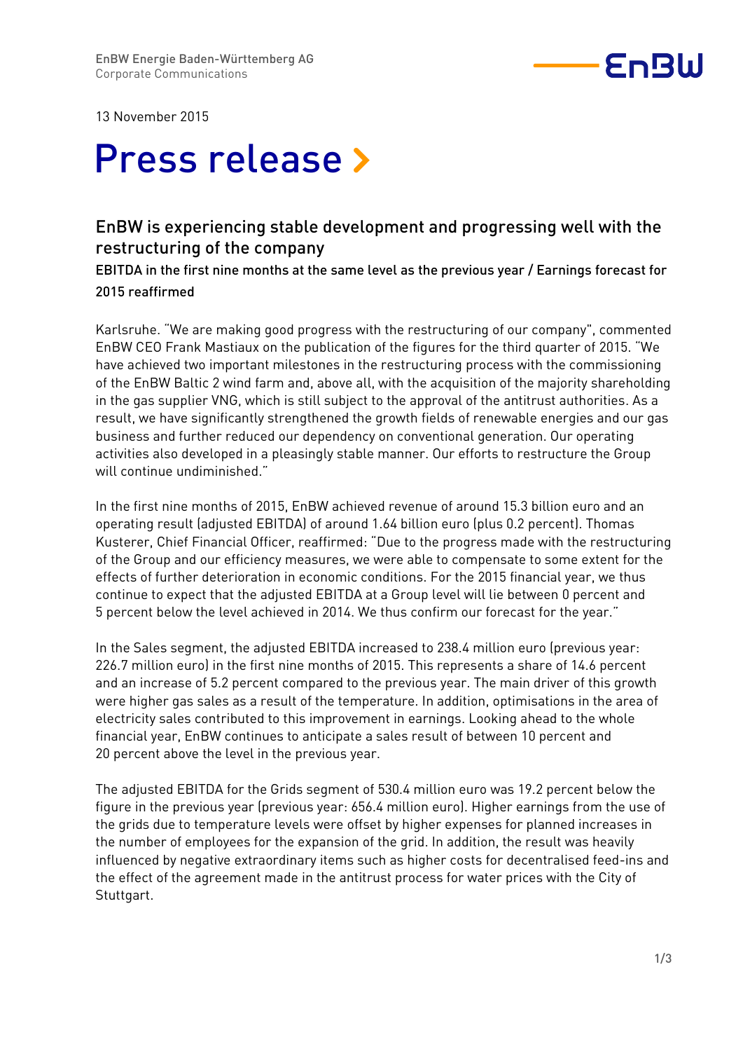EnBW Energie Baden-Württemberg AG
Corporate Communications

13 November 2015

# Press release

## EnBW is experiencing stable development and progressing well with the restructuring of the company

**EBITDA in the first nine months at the same level as the previous year / Earnings forecast for 2015 reaffirmed**

Karlsruhe. "We are making good progress with the restructuring of our company", commented EnBW CEO Frank Mastiaux on the publication of the figures for the third quarter of 2015. "We have achieved two important milestones in the restructuring process with the commissioning of the EnBW Baltic 2 wind farm and, above all, with the acquisition of the majority shareholding in the gas supplier VNG, which is still subject to the approval of the antitrust authorities. As a result, we have significantly strengthened the growth fields of renewable energies and our gas business and further reduced our dependency on conventional generation. Our operating activities also developed in a pleasingly stable manner. Our efforts to restructure the Group will continue undiminished."

In the first nine months of 2015, EnBW achieved revenue of around 15.3 billion euro and an operating result (adjusted EBITDA) of around 1.64 billion euro (plus 0.2 percent). Thomas Kusterer, Chief Financial Officer, reaffirmed: "Due to the progress made with the restructuring of the Group and our efficiency measures, we were able to compensate to some extent for the effects of further deterioration in economic conditions. For the 2015 financial year, we thus continue to expect that the adjusted EBITDA at a Group level will lie between 0 percent and 5 percent below the level achieved in 2014. We thus confirm our forecast for the year."

In the Sales segment, the adjusted EBITDA increased to 238.4 million euro (previous year: 226.7 million euro) in the first nine months of 2015. This represents a share of 14.6 percent and an increase of 5.2 percent compared to the previous year. The main driver of this growth were higher gas sales as a result of the temperature. In addition, optimisations in the area of electricity sales contributed to this improvement in earnings. Looking ahead to the whole financial year, EnBW continues to anticipate a sales result of between 10 percent and 20 percent above the level in the previous year.

The adjusted EBITDA for the Grids segment of 530.4 million euro was 19.2 percent below the figure in the previous year (previous year: 656.4 million euro). Higher earnings from the use of the grids due to temperature levels were offset by higher expenses for planned increases in the number of employees for the expansion of the grid. In addition, the result was heavily influenced by negative extraordinary items such as higher costs for decentralised feed-ins and the effect of the agreement made in the antitrust process for water prices with the City of Stuttgart.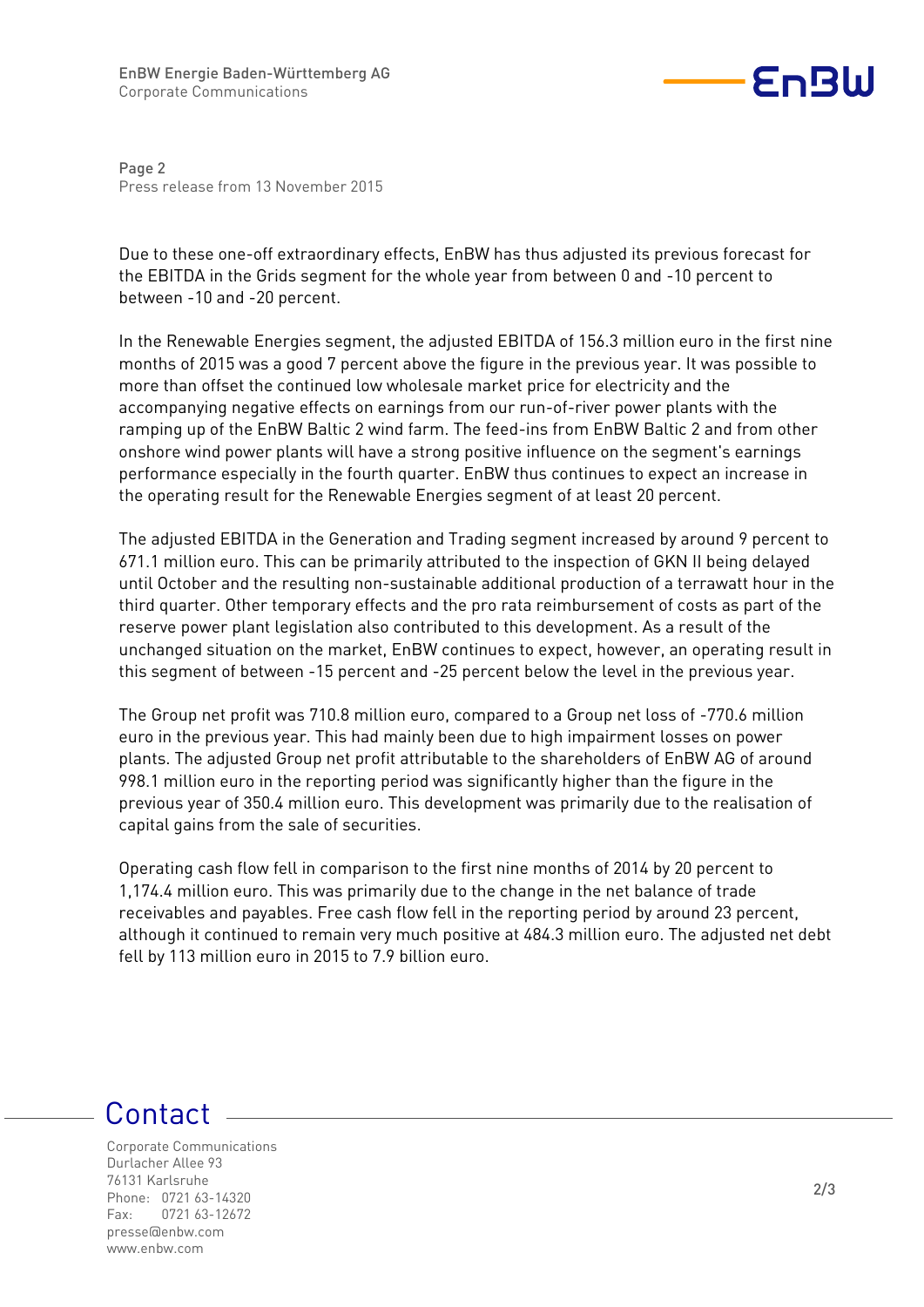Due to these one-off extraordinary effects, EnBW has thus adjusted its previous forecast for the EBITDA in the Grids segment for the whole year from between 0 and -10 percent to between -10 and -20 percent.

In the Renewable Energies segment, the adjusted EBITDA of 156.3 million euro in the first nine months of 2015 was a good 7 percent above the figure in the previous year. It was possible to more than offset the continued low wholesale market price for electricity and the accompanying negative effects on earnings from our run-of-river power plants with the ramping up of the EnBW Baltic 2 wind farm. The feed-ins from EnBW Baltic 2 and from other onshore wind power plants will have a strong positive influence on the segment's earnings performance especially in the fourth quarter. EnBW thus continues to expect an increase in the operating result for the Renewable Energies segment of at least 20 percent.

The adjusted EBITDA in the Generation and Trading segment increased by around 9 percent to 671.1 million euro. This can be primarily attributed to the inspection of GKN II being delayed until October and the resulting non-sustainable additional production of a terrawatt hour in the third quarter. Other temporary effects and the pro rata reimbursement of costs as part of the reserve power plant legislation also contributed to this development. As a result of the unchanged situation on the market, EnBW continues to expect, however, an operating result in this segment of between -15 percent and -25 percent below the level in the previous year.

The Group net profit was 710.8 million euro, compared to a Group net loss of -770.6 million euro in the previous year. This had mainly been due to high impairment losses on power plants. The adjusted Group net profit attributable to the shareholders of EnBW AG of around 998.1 million euro in the reporting period was significantly higher than the figure in the previous year of 350.4 million euro. This development was primarily due to the realisation of capital gains from the sale of securities.

Operating cash flow fell in comparison to the first nine months of 2014 by 20 percent to 1,174.4 million euro. This was primarily due to the change in the net balance of trade receivables and payables. Free cash flow fell in the reporting period by around 23 percent, although it continued to remain very much positive at 484.3 million euro. The adjusted net debt fell by 113 million euro in 2015 to 7.9 billion euro.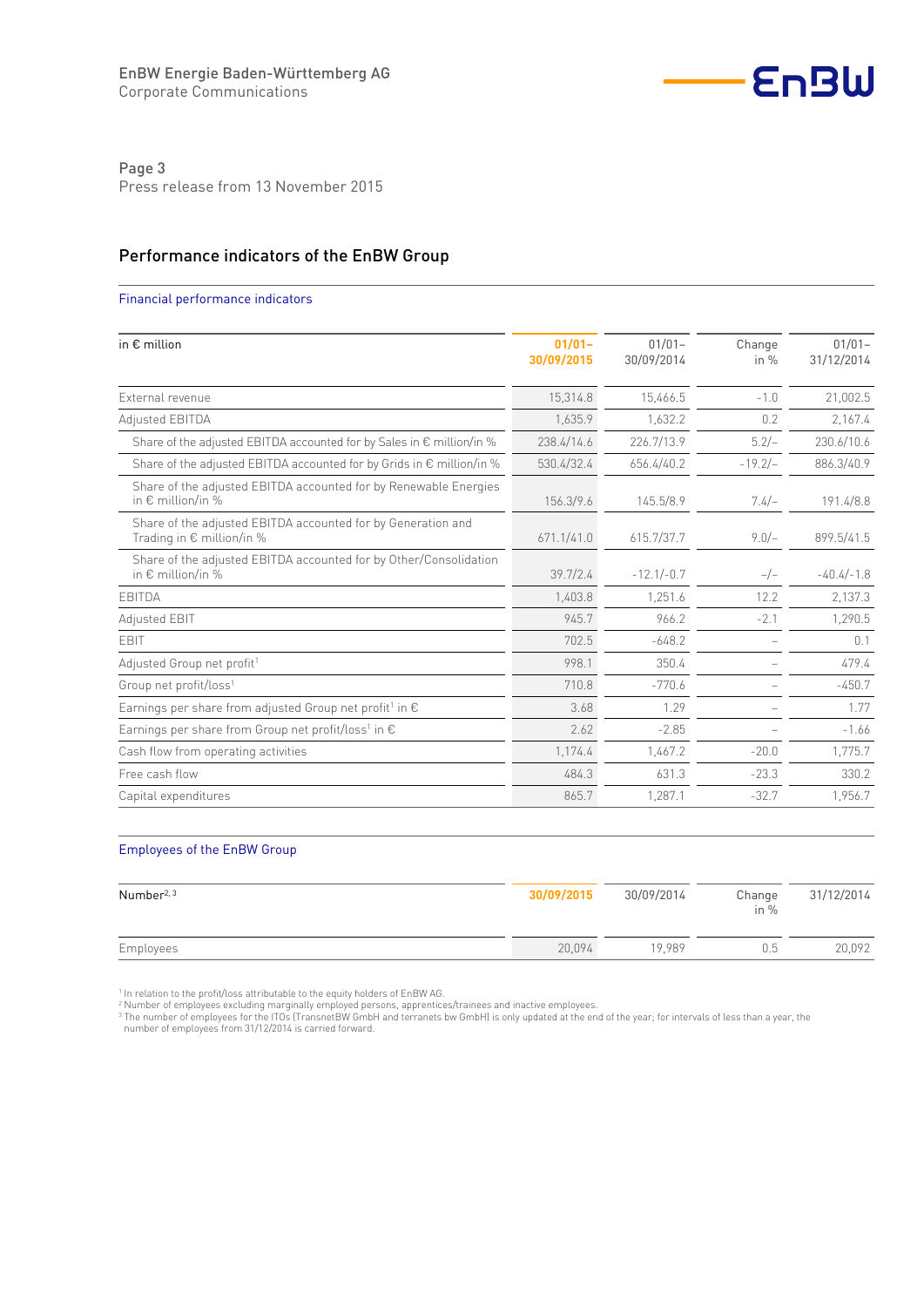## Performance indicators of the EnBW Group

### Financial performance indicators

| in € million | 01/01–30/09/2015 | 01/01–30/09/2014 | Change in % | 01/01–31/12/2014 |
|---|---|---|---|---|
| External revenue | 15,314.8 | 15,466.5 | -1.0 | 21,002.5 |
| Adjusted EBITDA | 1,635.9 | 1,632.2 | 0.2 | 2,167.4 |
| Share of the adjusted EBITDA accounted for by Sales in € million/in % | 238.4/14.6 | 226.7/13.9 | 5.2/– | 230.6/10.6 |
| Share of the adjusted EBITDA accounted for by Grids in € million/in % | 530.4/32.4 | 656.4/40.2 | -19.2/– | 886.3/40.9 |
| Share of the adjusted EBITDA accounted for by Renewable Energies in € million/in % | 156.3/9.6 | 145.5/8.9 | 7.4/– | 191.4/8.8 |
| Share of the adjusted EBITDA accounted for by Generation and Trading in € million/in % | 671.1/41.0 | 615.7/37.7 | 9.0/– | 899.5/41.5 |
| Share of the adjusted EBITDA accounted for by Other/Consolidation in € million/in % | 39.7/2.4 | -12.1/-0.7 | –/– | -40.4/-1.8 |
| EBITDA | 1,403.8 | 1,251.6 | 12.2 | 2,137.3 |
| Adjusted EBIT | 945.7 | 966.2 | -2.1 | 1,290.5 |
| EBIT | 702.5 | -648.2 | – | 0.1 |
| Adjusted Group net profit[1] | 998.1 | 350.4 | – | 479.4 |
| Group net profit/loss[1] | 710.8 | -770.6 | – | -450.7 |
| Earnings per share from adjusted Group net profit[1] in € | 3.68 | 1.29 | – | 1.77 |
| Earnings per share from Group net profit/loss[1] in € | 2.62 | -2.85 | – | -1.66 |
| Cash flow from operating activities | 1,174.4 | 1,467.2 | -20.0 | 1,775.7 |
| Free cash flow | 484.3 | 631.3 | -23.3 | 330.2 |
| Capital expenditures | 865.7 | 1,287.1 | -32.7 | 1,956.7 |

### Employees of the EnBW Group

| Number[2, 3] | 30/09/2015 | 30/09/2014 | Change in % | 31/12/2014 |
|---|---|---|---|---|
| Employees | 20,094 | 19,989 | 0.5 | 20,092 |

[1] In relation to the profit/loss attributable to the equity holders of EnBW AG.
[2] Number of employees excluding marginally employed persons, apprentices/trainees and inactive employees.
[3] The number of employees for the ITOs (TransnetBW GmbH and terranets bw GmbH) is only updated at the end of the year; for intervals of less than a year, the number of employees from 31/12/2014 is carried forward.